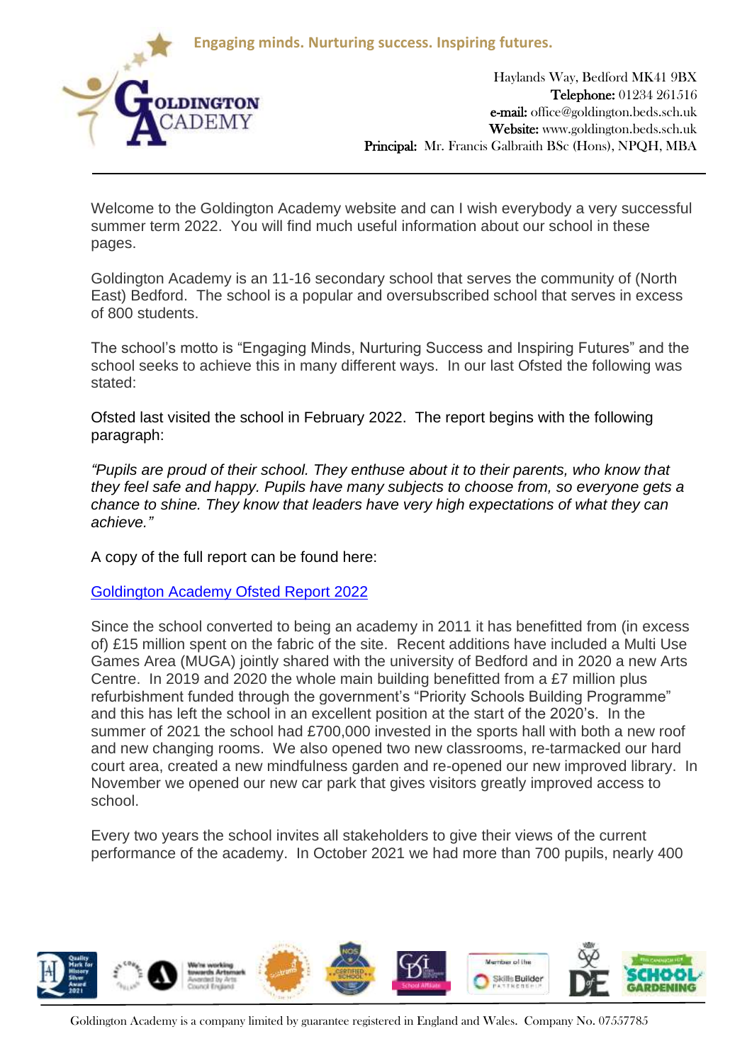Engaging minds. Nurturing success. Inspiring futures.

Haylands Way, Bedford MK41 9BX
**Telephone:** 01234 261516
**e-mail:** office@goldington.beds.sch.uk
**Website:** www.goldington.beds.sch.uk
**Principal:** Mr. Francis Galbraith BSc (Hons), NPQH, MBA

---

Welcome to the Goldington Academy website and can I wish everybody a very successful summer term 2022. You will find much useful information about our school in these pages.

Goldington Academy is an 11-16 secondary school that serves the community of (North East) Bedford. The school is a popular and oversubscribed school that serves in excess of 800 students.

The school's motto is "Engaging Minds, Nurturing Success and Inspiring Futures" and the school seeks to achieve this in many different ways. In our last Ofsted the following was stated:

Ofsted last visited the school in February 2022. The report begins with the following paragraph:

*"Pupils are proud of their school. They enthuse about it to their parents, who know that they feel safe and happy. Pupils have many subjects to choose from, so everyone gets a chance to shine. They know that leaders have very high expectations of what they can achieve."*

A copy of the full report can be found here:

Goldington Academy Ofsted Report 2022

Since the school converted to being an academy in 2011 it has benefitted from (in excess of) £15 million spent on the fabric of the site. Recent additions have included a Multi Use Games Area (MUGA) jointly shared with the university of Bedford and in 2020 a new Arts Centre. In 2019 and 2020 the whole main building benefitted from a £7 million plus refurbishment funded through the government's "Priority Schools Building Programme" and this has left the school in an excellent position at the start of the 2020's. In the summer of 2021 the school had £700,000 invested in the sports hall with both a new roof and new changing rooms. We also opened two new classrooms, re-tarmacked our hard court area, created a new mindfulness garden and re-opened our new improved library. In November we opened our new car park that gives visitors greatly improved access to school.

Every two years the school invites all stakeholders to give their views of the current performance of the academy. In October 2021 we had more than 700 pupils, nearly 400

Goldington Academy is a company limited by guarantee registered in England and Wales. Company No. 07557785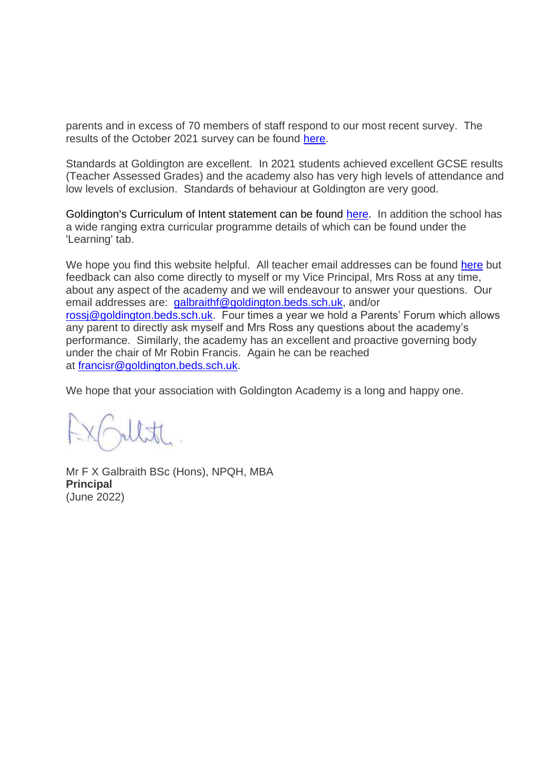parents and in excess of 70 members of staff respond to our most recent survey. The results of the October 2021 survey can be found here.

Standards at Goldington are excellent. In 2021 students achieved excellent GCSE results (Teacher Assessed Grades) and the academy also has very high levels of attendance and low levels of exclusion. Standards of behaviour at Goldington are very good.

Goldington's Curriculum of Intent statement can be found here. In addition the school has a wide ranging extra curricular programme details of which can be found under the 'Learning' tab.

We hope you find this website helpful. All teacher email addresses can be found here but feedback can also come directly to myself or my Vice Principal, Mrs Ross at any time, about any aspect of the academy and we will endeavour to answer your questions. Our email addresses are: galbraithf@goldington.beds.sch.uk, and/or rossj@goldington.beds.sch.uk. Four times a year we hold a Parents' Forum which allows any parent to directly ask myself and Mrs Ross any questions about the academy's performance. Similarly, the academy has an excellent and proactive governing body under the chair of Mr Robin Francis. Again he can be reached at francisr@goldington.beds.sch.uk.

We hope that your association with Goldington Academy is a long and happy one.

Mr F X Galbraith BSc (Hons), NPQH, MBA
**Principal**
(June 2022)